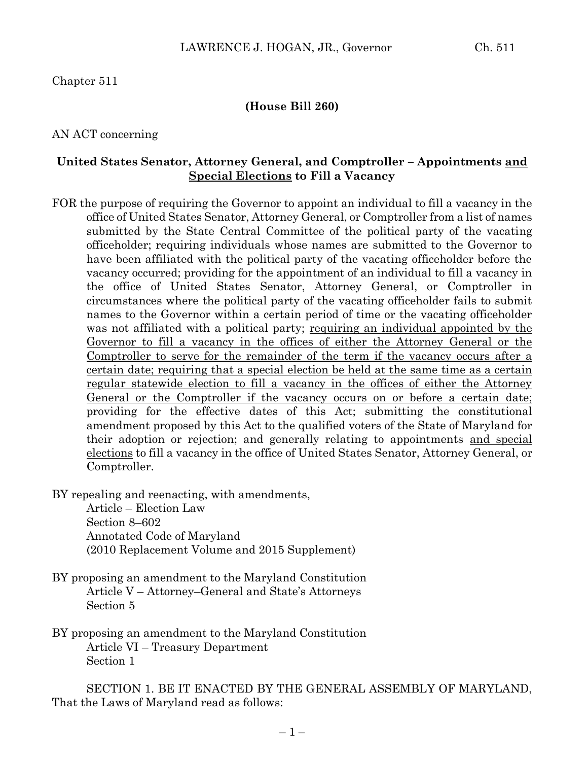Chapter 511

**(House Bill 260)**

AN ACT concerning

**United States Senator, Attorney General, and Comptroller – Appointments <u>and Special Elections</u> to Fill a Vacancy**

FOR the purpose of requiring the Governor to appoint an individual to fill a vacancy in the office of United States Senator, Attorney General, or Comptroller from a list of names submitted by the State Central Committee of the political party of the vacating officeholder; requiring individuals whose names are submitted to the Governor to have been affiliated with the political party of the vacating officeholder before the vacancy occurred; providing for the appointment of an individual to fill a vacancy in the office of United States Senator, Attorney General, or Comptroller in circumstances where the political party of the vacating officeholder fails to submit names to the Governor within a certain period of time or the vacating officeholder was not affiliated with a political party; <u>requiring an individual appointed by the Governor to fill a vacancy in the offices of either the Attorney General or the Comptroller to serve for the remainder of the term if the vacancy occurs after a certain date; requiring that a special election be held at the same time as a certain regular statewide election to fill a vacancy in the offices of either the Attorney General or the Comptroller if the vacancy occurs on or before a certain date;</u> providing for the effective dates of this Act; submitting the constitutional amendment proposed by this Act to the qualified voters of the State of Maryland for their adoption or rejection; and generally relating to appointments <u>and special elections</u> to fill a vacancy in the office of United States Senator, Attorney General, or Comptroller.

BY repealing and reenacting, with amendments,
Article – Election Law
Section 8–602
Annotated Code of Maryland
(2010 Replacement Volume and 2015 Supplement)

BY proposing an amendment to the Maryland Constitution
Article V – Attorney–General and State's Attorneys
Section 5

BY proposing an amendment to the Maryland Constitution
Article VI – Treasury Department
Section 1

SECTION 1. BE IT ENACTED BY THE GENERAL ASSEMBLY OF MARYLAND, That the Laws of Maryland read as follows: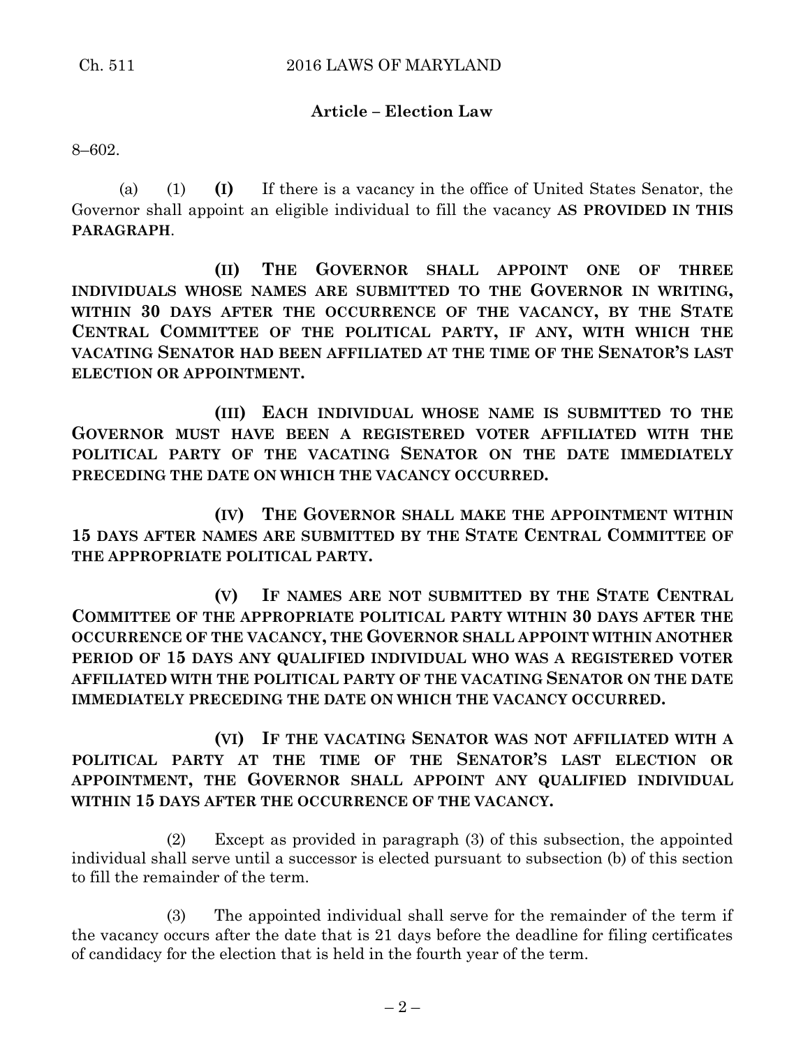**Article – Election Law**

8–602.

(a) (1) **(I)** If there is a vacancy in the office of United States Senator, the Governor shall appoint an eligible individual to fill the vacancy **AS PROVIDED IN THIS PARAGRAPH**.

**(II) THE GOVERNOR SHALL APPOINT ONE OF THREE INDIVIDUALS WHOSE NAMES ARE SUBMITTED TO THE GOVERNOR IN WRITING, WITHIN 30 DAYS AFTER THE OCCURRENCE OF THE VACANCY, BY THE STATE CENTRAL COMMITTEE OF THE POLITICAL PARTY, IF ANY, WITH WHICH THE VACATING SENATOR HAD BEEN AFFILIATED AT THE TIME OF THE SENATOR'S LAST ELECTION OR APPOINTMENT.**

**(III) EACH INDIVIDUAL WHOSE NAME IS SUBMITTED TO THE GOVERNOR MUST HAVE BEEN A REGISTERED VOTER AFFILIATED WITH THE POLITICAL PARTY OF THE VACATING SENATOR ON THE DATE IMMEDIATELY PRECEDING THE DATE ON WHICH THE VACANCY OCCURRED.**

**(IV) THE GOVERNOR SHALL MAKE THE APPOINTMENT WITHIN 15 DAYS AFTER NAMES ARE SUBMITTED BY THE STATE CENTRAL COMMITTEE OF THE APPROPRIATE POLITICAL PARTY.**

**(V) IF NAMES ARE NOT SUBMITTED BY THE STATE CENTRAL COMMITTEE OF THE APPROPRIATE POLITICAL PARTY WITHIN 30 DAYS AFTER THE OCCURRENCE OF THE VACANCY, THE GOVERNOR SHALL APPOINT WITHIN ANOTHER PERIOD OF 15 DAYS ANY QUALIFIED INDIVIDUAL WHO WAS A REGISTERED VOTER AFFILIATED WITH THE POLITICAL PARTY OF THE VACATING SENATOR ON THE DATE IMMEDIATELY PRECEDING THE DATE ON WHICH THE VACANCY OCCURRED.**

**(VI) IF THE VACATING SENATOR WAS NOT AFFILIATED WITH A POLITICAL PARTY AT THE TIME OF THE SENATOR'S LAST ELECTION OR APPOINTMENT, THE GOVERNOR SHALL APPOINT ANY QUALIFIED INDIVIDUAL WITHIN 15 DAYS AFTER THE OCCURRENCE OF THE VACANCY.**

(2) Except as provided in paragraph (3) of this subsection, the appointed individual shall serve until a successor is elected pursuant to subsection (b) of this section to fill the remainder of the term.

(3) The appointed individual shall serve for the remainder of the term if the vacancy occurs after the date that is 21 days before the deadline for filing certificates of candidacy for the election that is held in the fourth year of the term.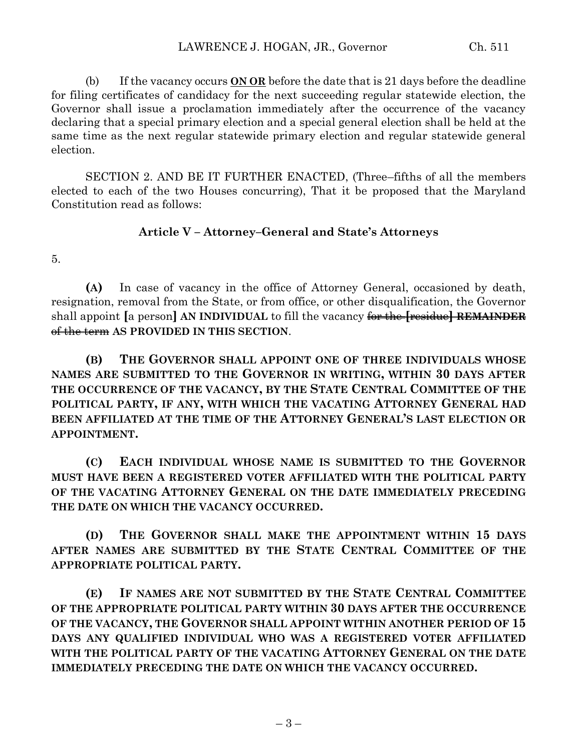(b) If the vacancy occurs <u>**ON OR**</u> before the date that is 21 days before the deadline for filing certificates of candidacy for the next succeeding regular statewide election, the Governor shall issue a proclamation immediately after the occurrence of the vacancy declaring that a special primary election and a special general election shall be held at the same time as the next regular statewide primary election and regular statewide general election.

SECTION 2. AND BE IT FURTHER ENACTED, (Three–fifths of all the members elected to each of the two Houses concurring), That it be proposed that the Maryland Constitution read as follows:

**Article V – Attorney–General and State's Attorneys**

5.

**(A)** In case of vacancy in the office of Attorney General, occasioned by death, resignation, removal from the State, or from office, or other disqualification, the Governor shall appoint **[**a person**]** **AN INDIVIDUAL** to fill the vacancy ~~for the~~ ~~**[**residue**]**~~ ~~**REMAINDER**~~ ~~of the term~~ **AS PROVIDED IN THIS SECTION**.

**(B) THE GOVERNOR SHALL APPOINT ONE OF THREE INDIVIDUALS WHOSE NAMES ARE SUBMITTED TO THE GOVERNOR IN WRITING, WITHIN 30 DAYS AFTER THE OCCURRENCE OF THE VACANCY, BY THE STATE CENTRAL COMMITTEE OF THE POLITICAL PARTY, IF ANY, WITH WHICH THE VACATING ATTORNEY GENERAL HAD BEEN AFFILIATED AT THE TIME OF THE ATTORNEY GENERAL'S LAST ELECTION OR APPOINTMENT.**

**(C) EACH INDIVIDUAL WHOSE NAME IS SUBMITTED TO THE GOVERNOR MUST HAVE BEEN A REGISTERED VOTER AFFILIATED WITH THE POLITICAL PARTY OF THE VACATING ATTORNEY GENERAL ON THE DATE IMMEDIATELY PRECEDING THE DATE ON WHICH THE VACANCY OCCURRED.**

**(D) THE GOVERNOR SHALL MAKE THE APPOINTMENT WITHIN 15 DAYS AFTER NAMES ARE SUBMITTED BY THE STATE CENTRAL COMMITTEE OF THE APPROPRIATE POLITICAL PARTY.**

**(E) IF NAMES ARE NOT SUBMITTED BY THE STATE CENTRAL COMMITTEE OF THE APPROPRIATE POLITICAL PARTY WITHIN 30 DAYS AFTER THE OCCURRENCE OF THE VACANCY, THE GOVERNOR SHALL APPOINT WITHIN ANOTHER PERIOD OF 15 DAYS ANY QUALIFIED INDIVIDUAL WHO WAS A REGISTERED VOTER AFFILIATED WITH THE POLITICAL PARTY OF THE VACATING ATTORNEY GENERAL ON THE DATE IMMEDIATELY PRECEDING THE DATE ON WHICH THE VACANCY OCCURRED.**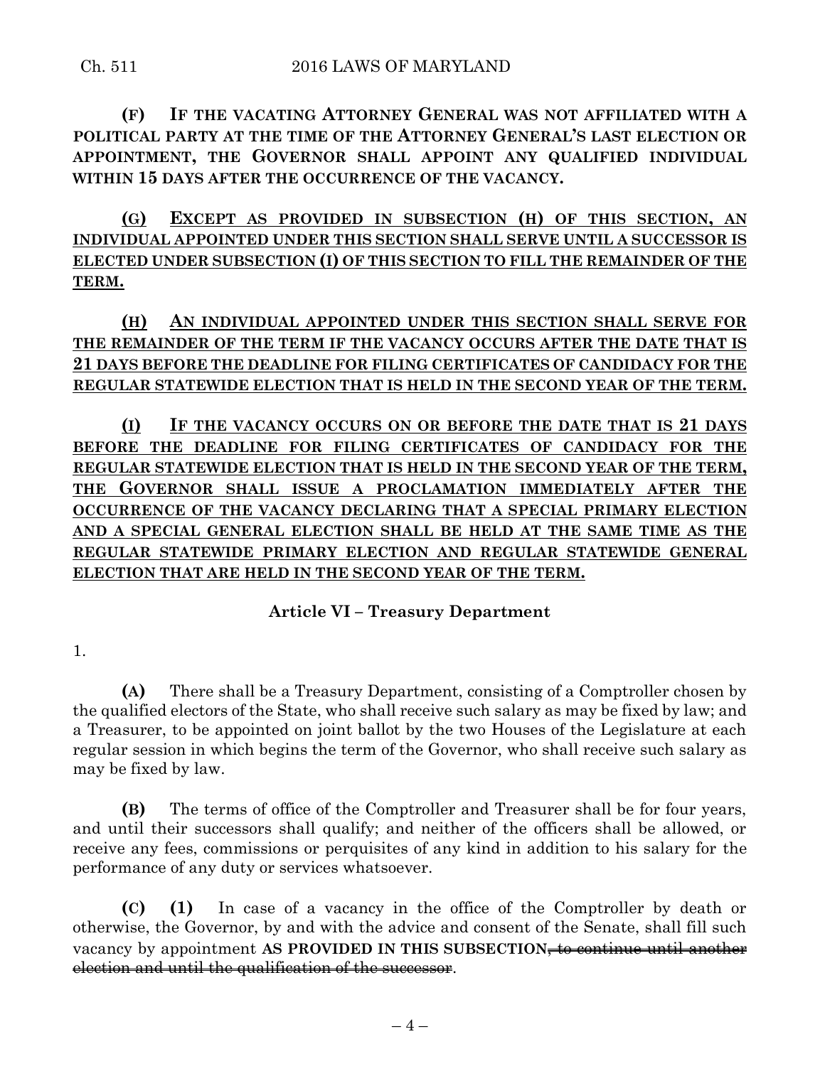**(F) IF THE VACATING ATTORNEY GENERAL WAS NOT AFFILIATED WITH A POLITICAL PARTY AT THE TIME OF THE ATTORNEY GENERAL'S LAST ELECTION OR APPOINTMENT, THE GOVERNOR SHALL APPOINT ANY QUALIFIED INDIVIDUAL WITHIN 15 DAYS AFTER THE OCCURRENCE OF THE VACANCY.**

**(G) EXCEPT AS PROVIDED IN SUBSECTION (H) OF THIS SECTION, AN INDIVIDUAL APPOINTED UNDER THIS SECTION SHALL SERVE UNTIL A SUCCESSOR IS ELECTED UNDER SUBSECTION (I) OF THIS SECTION TO FILL THE REMAINDER OF THE TERM.**

**(H) AN INDIVIDUAL APPOINTED UNDER THIS SECTION SHALL SERVE FOR THE REMAINDER OF THE TERM IF THE VACANCY OCCURS AFTER THE DATE THAT IS 21 DAYS BEFORE THE DEADLINE FOR FILING CERTIFICATES OF CANDIDACY FOR THE REGULAR STATEWIDE ELECTION THAT IS HELD IN THE SECOND YEAR OF THE TERM.**

**(I) IF THE VACANCY OCCURS ON OR BEFORE THE DATE THAT IS 21 DAYS BEFORE THE DEADLINE FOR FILING CERTIFICATES OF CANDIDACY FOR THE REGULAR STATEWIDE ELECTION THAT IS HELD IN THE SECOND YEAR OF THE TERM, THE GOVERNOR SHALL ISSUE A PROCLAMATION IMMEDIATELY AFTER THE OCCURRENCE OF THE VACANCY DECLARING THAT A SPECIAL PRIMARY ELECTION AND A SPECIAL GENERAL ELECTION SHALL BE HELD AT THE SAME TIME AS THE REGULAR STATEWIDE PRIMARY ELECTION AND REGULAR STATEWIDE GENERAL ELECTION THAT ARE HELD IN THE SECOND YEAR OF THE TERM.**

## Article VI – Treasury Department

1.

**(A)** There shall be a Treasury Department, consisting of a Comptroller chosen by the qualified electors of the State, who shall receive such salary as may be fixed by law; and a Treasurer, to be appointed on joint ballot by the two Houses of the Legislature at each regular session in which begins the term of the Governor, who shall receive such salary as may be fixed by law.

**(B)** The terms of office of the Comptroller and Treasurer shall be for four years, and until their successors shall qualify; and neither of the officers shall be allowed, or receive any fees, commissions or perquisites of any kind in addition to his salary for the performance of any duty or services whatsoever.

**(C)** **(1)** In case of a vacancy in the office of the Comptroller by death or otherwise, the Governor, by and with the advice and consent of the Senate, shall fill such vacancy by appointment **AS PROVIDED IN THIS SUBSECTION**~~, to continue until another election and until the qualification of the successor~~.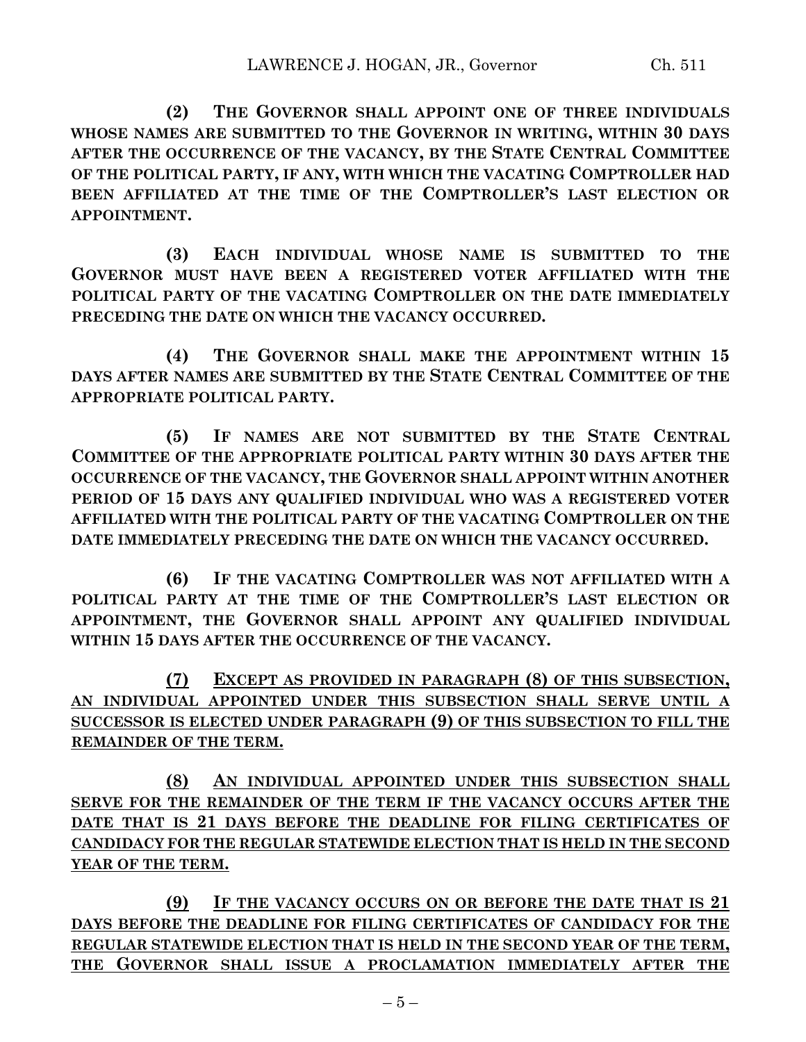**(2) THE GOVERNOR SHALL APPOINT ONE OF THREE INDIVIDUALS WHOSE NAMES ARE SUBMITTED TO THE GOVERNOR IN WRITING, WITHIN 30 DAYS AFTER THE OCCURRENCE OF THE VACANCY, BY THE STATE CENTRAL COMMITTEE OF THE POLITICAL PARTY, IF ANY, WITH WHICH THE VACATING COMPTROLLER HAD BEEN AFFILIATED AT THE TIME OF THE COMPTROLLER'S LAST ELECTION OR APPOINTMENT.**

**(3) EACH INDIVIDUAL WHOSE NAME IS SUBMITTED TO THE GOVERNOR MUST HAVE BEEN A REGISTERED VOTER AFFILIATED WITH THE POLITICAL PARTY OF THE VACATING COMPTROLLER ON THE DATE IMMEDIATELY PRECEDING THE DATE ON WHICH THE VACANCY OCCURRED.**

**(4) THE GOVERNOR SHALL MAKE THE APPOINTMENT WITHIN 15 DAYS AFTER NAMES ARE SUBMITTED BY THE STATE CENTRAL COMMITTEE OF THE APPROPRIATE POLITICAL PARTY.**

**(5) IF NAMES ARE NOT SUBMITTED BY THE STATE CENTRAL COMMITTEE OF THE APPROPRIATE POLITICAL PARTY WITHIN 30 DAYS AFTER THE OCCURRENCE OF THE VACANCY, THE GOVERNOR SHALL APPOINT WITHIN ANOTHER PERIOD OF 15 DAYS ANY QUALIFIED INDIVIDUAL WHO WAS A REGISTERED VOTER AFFILIATED WITH THE POLITICAL PARTY OF THE VACATING COMPTROLLER ON THE DATE IMMEDIATELY PRECEDING THE DATE ON WHICH THE VACANCY OCCURRED.**

**(6) IF THE VACATING COMPTROLLER WAS NOT AFFILIATED WITH A POLITICAL PARTY AT THE TIME OF THE COMPTROLLER'S LAST ELECTION OR APPOINTMENT, THE GOVERNOR SHALL APPOINT ANY QUALIFIED INDIVIDUAL WITHIN 15 DAYS AFTER THE OCCURRENCE OF THE VACANCY.**

<u>**(7) EXCEPT AS PROVIDED IN PARAGRAPH (8) OF THIS SUBSECTION, AN INDIVIDUAL APPOINTED UNDER THIS SUBSECTION SHALL SERVE UNTIL A SUCCESSOR IS ELECTED UNDER PARAGRAPH (9) OF THIS SUBSECTION TO FILL THE REMAINDER OF THE TERM.**</u>

<u>**(8) AN INDIVIDUAL APPOINTED UNDER THIS SUBSECTION SHALL SERVE FOR THE REMAINDER OF THE TERM IF THE VACANCY OCCURS AFTER THE DATE THAT IS 21 DAYS BEFORE THE DEADLINE FOR FILING CERTIFICATES OF CANDIDACY FOR THE REGULAR STATEWIDE ELECTION THAT IS HELD IN THE SECOND YEAR OF THE TERM.**</u>

<u>**(9) IF THE VACANCY OCCURS ON OR BEFORE THE DATE THAT IS 21 DAYS BEFORE THE DEADLINE FOR FILING CERTIFICATES OF CANDIDACY FOR THE REGULAR STATEWIDE ELECTION THAT IS HELD IN THE SECOND YEAR OF THE TERM, THE GOVERNOR SHALL ISSUE A PROCLAMATION IMMEDIATELY AFTER THE**</u>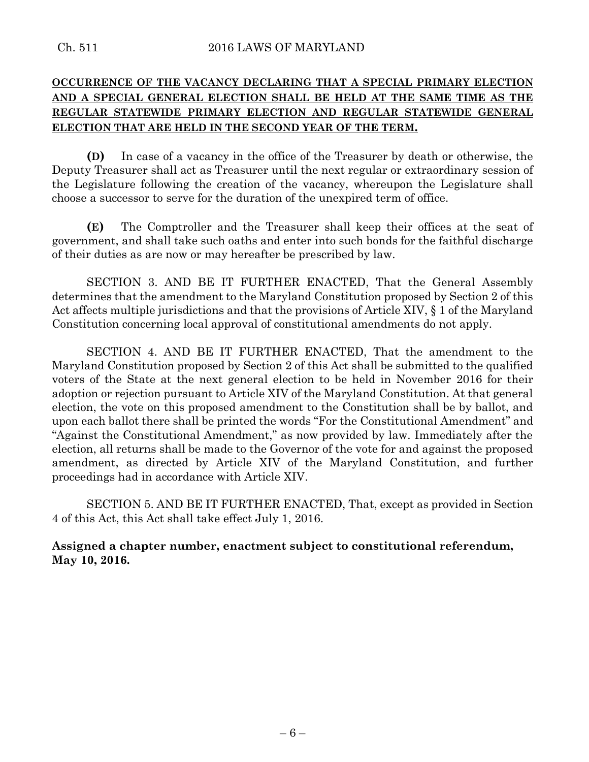**OCCURRENCE OF THE VACANCY DECLARING THAT A SPECIAL PRIMARY ELECTION AND A SPECIAL GENERAL ELECTION SHALL BE HELD AT THE SAME TIME AS THE REGULAR STATEWIDE PRIMARY ELECTION AND REGULAR STATEWIDE GENERAL ELECTION THAT ARE HELD IN THE SECOND YEAR OF THE TERM.**

**(D)** In case of a vacancy in the office of the Treasurer by death or otherwise, the Deputy Treasurer shall act as Treasurer until the next regular or extraordinary session of the Legislature following the creation of the vacancy, whereupon the Legislature shall choose a successor to serve for the duration of the unexpired term of office.

**(E)** The Comptroller and the Treasurer shall keep their offices at the seat of government, and shall take such oaths and enter into such bonds for the faithful discharge of their duties as are now or may hereafter be prescribed by law.

SECTION 3. AND BE IT FURTHER ENACTED, That the General Assembly determines that the amendment to the Maryland Constitution proposed by Section 2 of this Act affects multiple jurisdictions and that the provisions of Article XIV, § 1 of the Maryland Constitution concerning local approval of constitutional amendments do not apply.

SECTION 4. AND BE IT FURTHER ENACTED, That the amendment to the Maryland Constitution proposed by Section 2 of this Act shall be submitted to the qualified voters of the State at the next general election to be held in November 2016 for their adoption or rejection pursuant to Article XIV of the Maryland Constitution. At that general election, the vote on this proposed amendment to the Constitution shall be by ballot, and upon each ballot there shall be printed the words "For the Constitutional Amendment" and "Against the Constitutional Amendment," as now provided by law. Immediately after the election, all returns shall be made to the Governor of the vote for and against the proposed amendment, as directed by Article XIV of the Maryland Constitution, and further proceedings had in accordance with Article XIV.

SECTION 5. AND BE IT FURTHER ENACTED, That, except as provided in Section 4 of this Act, this Act shall take effect July 1, 2016.

**Assigned a chapter number, enactment subject to constitutional referendum, May 10, 2016.**